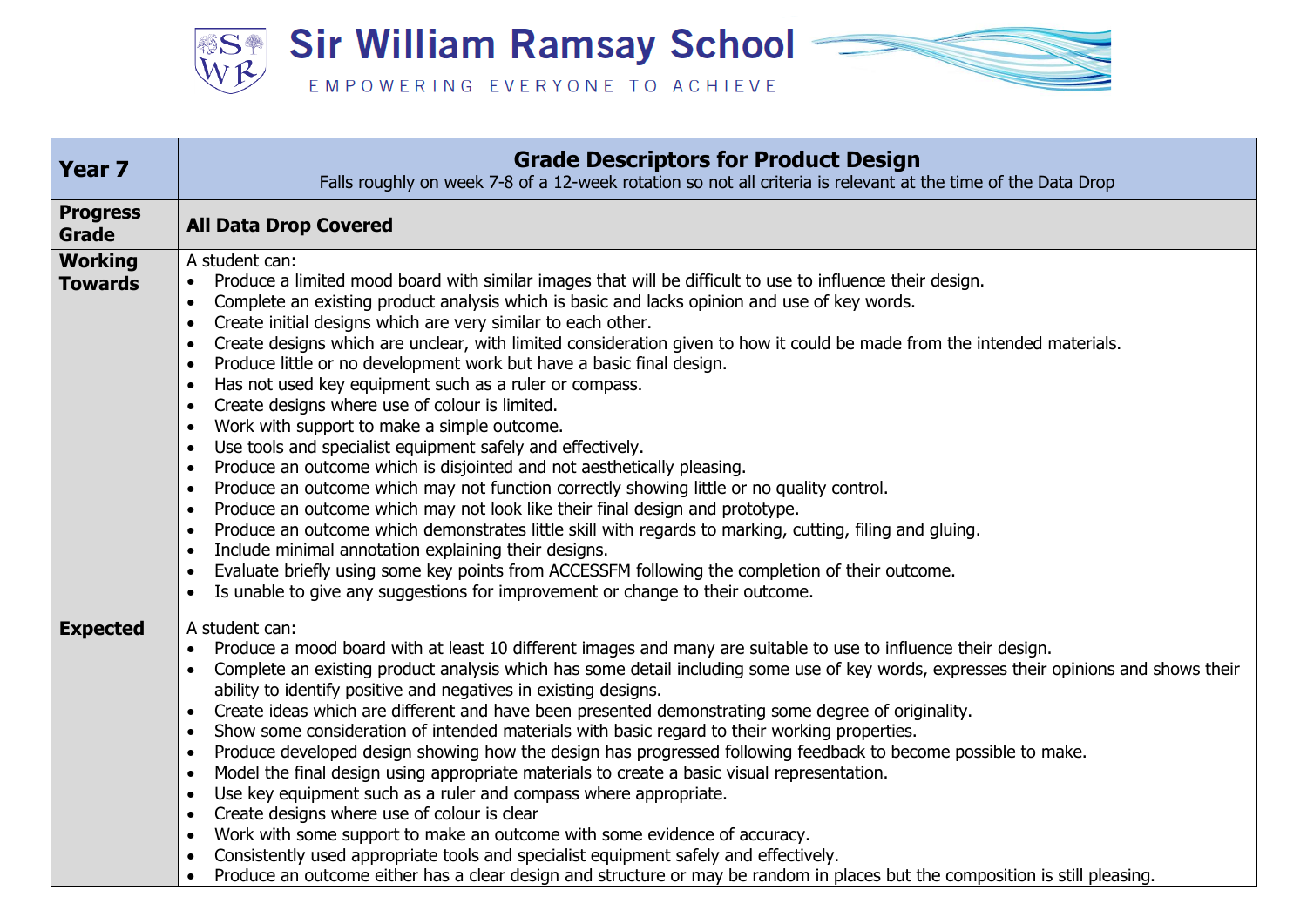# Sir William Ramsay School

EMPOWERING EVERYONE TO ACHIEVE

| **Year 7** | **Grade Descriptors for Product Design**<br>Falls roughly on week 7-8 of a 12-week rotation so not all criteria is relevant at the time of the Data Drop |
|---|---|
| **Progress Grade** | **All Data Drop Covered** |
| **Working Towards** | A student can:<br>• Produce a limited mood board with similar images that will be difficult to use to influence their design.<br>• Complete an existing product analysis which is basic and lacks opinion and use of key words.<br>• Create initial designs which are very similar to each other.<br>• Create designs which are unclear, with limited consideration given to how it could be made from the intended materials.<br>• Produce little or no development work but have a basic final design.<br>• Has not used key equipment such as a ruler or compass.<br>• Create designs where use of colour is limited.<br>• Work with support to make a simple outcome.<br>• Use tools and specialist equipment safely and effectively.<br>• Produce an outcome which is disjointed and not aesthetically pleasing.<br>• Produce an outcome which may not function correctly showing little or no quality control.<br>• Produce an outcome which may not look like their final design and prototype.<br>• Produce an outcome which demonstrates little skill with regards to marking, cutting, filing and gluing.<br>• Include minimal annotation explaining their designs.<br>• Evaluate briefly using some key points from ACCESSFM following the completion of their outcome.<br>• Is unable to give any suggestions for improvement or change to their outcome. |
| **Expected** | A student can:<br>• Produce a mood board with at least 10 different images and many are suitable to use to influence their design.<br>• Complete an existing product analysis which has some detail including some use of key words, expresses their opinions and shows their ability to identify positive and negatives in existing designs.<br>• Create ideas which are different and have been presented demonstrating some degree of originality.<br>• Show some consideration of intended materials with basic regard to their working properties.<br>• Produce developed design showing how the design has progressed following feedback to become possible to make.<br>• Model the final design using appropriate materials to create a basic visual representation.<br>• Use key equipment such as a ruler and compass where appropriate.<br>• Create designs where use of colour is clear<br>• Work with some support to make an outcome with some evidence of accuracy.<br>• Consistently used appropriate tools and specialist equipment safely and effectively.<br>• Produce an outcome either has a clear design and structure or may be random in places but the composition is still pleasing. |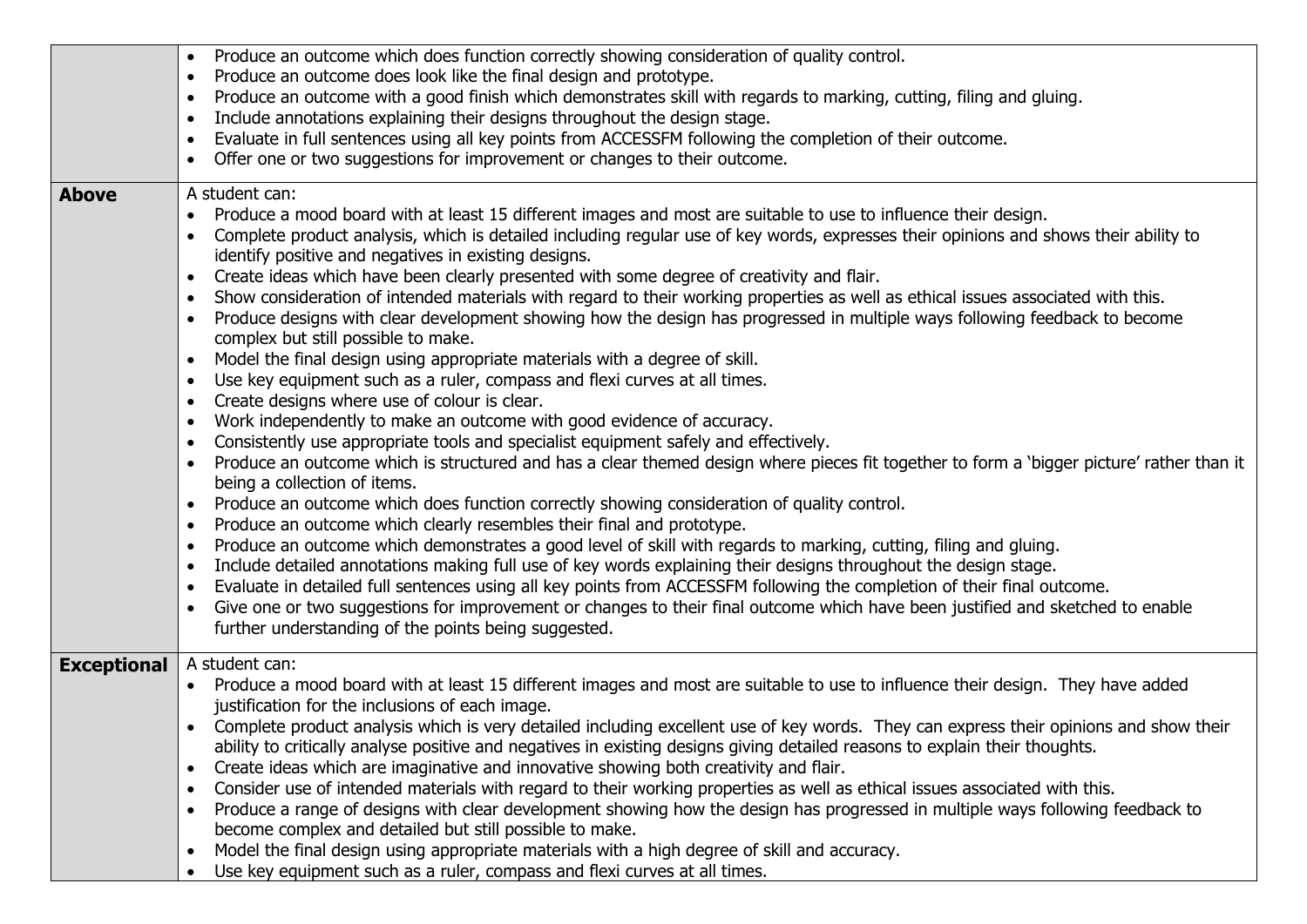| | |
|---|---|
| | • Produce an outcome which does function correctly showing consideration of quality control.<br>• Produce an outcome does look like the final design and prototype.<br>• Produce an outcome with a good finish which demonstrates skill with regards to marking, cutting, filing and gluing.<br>• Include annotations explaining their designs throughout the design stage.<br>• Evaluate in full sentences using all key points from ACCESSFM following the completion of their outcome.<br>• Offer one or two suggestions for improvement or changes to their outcome. |
| **Above** | A student can:<br>• Produce a mood board with at least 15 different images and most are suitable to use to influence their design.<br>• Complete product analysis, which is detailed including regular use of key words, expresses their opinions and shows their ability to identify positive and negatives in existing designs.<br>• Create ideas which have been clearly presented with some degree of creativity and flair.<br>• Show consideration of intended materials with regard to their working properties as well as ethical issues associated with this.<br>• Produce designs with clear development showing how the design has progressed in multiple ways following feedback to become complex but still possible to make.<br>• Model the final design using appropriate materials with a degree of skill.<br>• Use key equipment such as a ruler, compass and flexi curves at all times.<br>• Create designs where use of colour is clear.<br>• Work independently to make an outcome with good evidence of accuracy.<br>• Consistently use appropriate tools and specialist equipment safely and effectively.<br>• Produce an outcome which is structured and has a clear themed design where pieces fit together to form a 'bigger picture' rather than it being a collection of items.<br>• Produce an outcome which does function correctly showing consideration of quality control.<br>• Produce an outcome which clearly resembles their final and prototype.<br>• Produce an outcome which demonstrates a good level of skill with regards to marking, cutting, filing and gluing.<br>• Include detailed annotations making full use of key words explaining their designs throughout the design stage.<br>• Evaluate in detailed full sentences using all key points from ACCESSFM following the completion of their final outcome.<br>• Give one or two suggestions for improvement or changes to their final outcome which have been justified and sketched to enable further understanding of the points being suggested. |
| **Exceptional** | A student can:<br>• Produce a mood board with at least 15 different images and most are suitable to use to influence their design. They have added justification for the inclusions of each image.<br>• Complete product analysis which is very detailed including excellent use of key words. They can express their opinions and show their ability to critically analyse positive and negatives in existing designs giving detailed reasons to explain their thoughts.<br>• Create ideas which are imaginative and innovative showing both creativity and flair.<br>• Consider use of intended materials with regard to their working properties as well as ethical issues associated with this.<br>• Produce a range of designs with clear development showing how the design has progressed in multiple ways following feedback to become complex and detailed but still possible to make.<br>• Model the final design using appropriate materials with a high degree of skill and accuracy.<br>• Use key equipment such as a ruler, compass and flexi curves at all times. |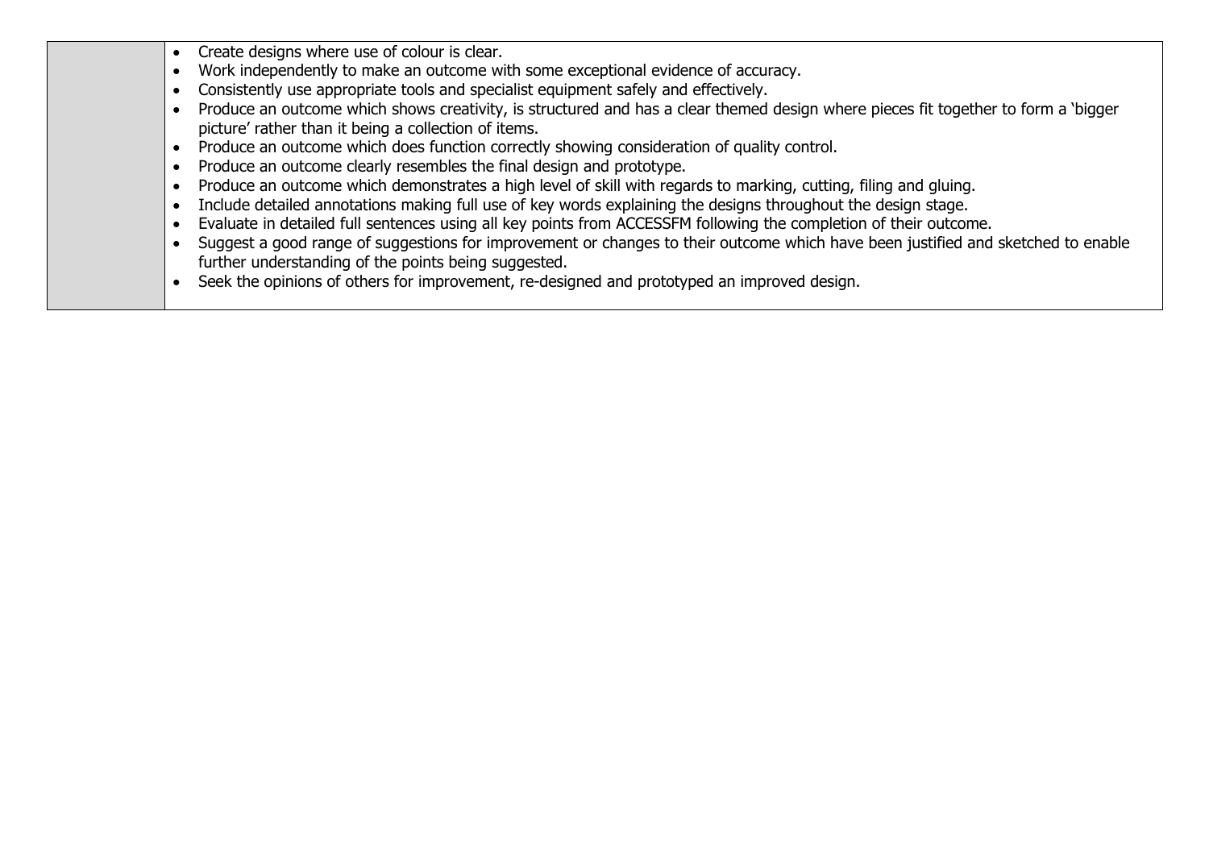| | |
|---|---|
| | • Create designs where use of colour is clear.<br>• Work independently to make an outcome with some exceptional evidence of accuracy.<br>• Consistently use appropriate tools and specialist equipment safely and effectively.<br>• Produce an outcome which shows creativity, is structured and has a clear themed design where pieces fit together to form a 'bigger picture' rather than it being a collection of items.<br>• Produce an outcome which does function correctly showing consideration of quality control.<br>• Produce an outcome clearly resembles the final design and prototype.<br>• Produce an outcome which demonstrates a high level of skill with regards to marking, cutting, filing and gluing.<br>• Include detailed annotations making full use of key words explaining the designs throughout the design stage.<br>• Evaluate in detailed full sentences using all key points from ACCESSFM following the completion of their outcome.<br>• Suggest a good range of suggestions for improvement or changes to their outcome which have been justified and sketched to enable further understanding of the points being suggested.<br>• Seek the opinions of others for improvement, re-designed and prototyped an improved design. |